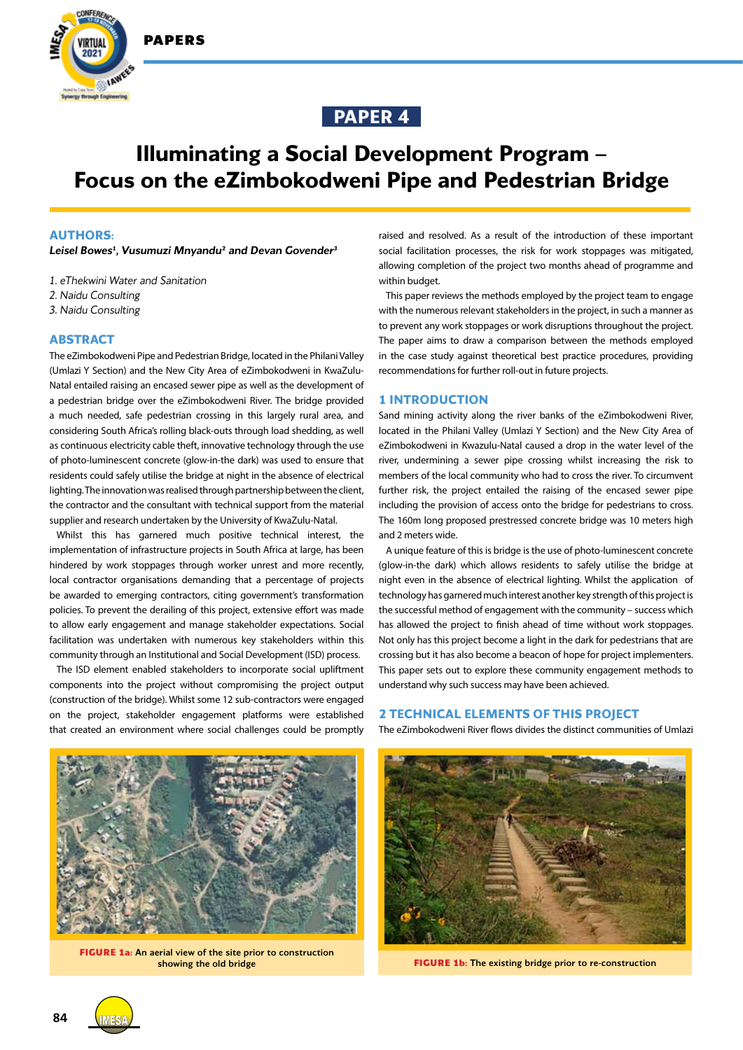# PAPER 4

# Illuminating a Social Development Program – Focus on the eZimbokodweni Pipe and Pedestrian Bridge

## AUTHORS:

***Leisel Bowes[1], Vusumuzi Mnyandu[2] and Devan Govender[3]***

1. *eThekwini Water and Sanitation*
2. *Naidu Consulting*
3. *Naidu Consulting*

## ABSTRACT

The eZimbokodweni Pipe and Pedestrian Bridge, located in the Philani Valley (Umlazi Y Section) and the New City Area of eZimbokodweni in KwaZulu-Natal entailed raising an encased sewer pipe as well as the development of a pedestrian bridge over the eZimbokodweni River. The bridge provided a much needed, safe pedestrian crossing in this largely rural area, and considering South Africa's rolling black-outs through load shedding, as well as continuous electricity cable theft, innovative technology through the use of photo-luminescent concrete (glow-in-the dark) was used to ensure that residents could safely utilise the bridge at night in the absence of electrical lighting. The innovation was realised through partnership between the client, the contractor and the consultant with technical support from the material supplier and research undertaken by the University of KwaZulu-Natal.

Whilst this has garnered much positive technical interest, the implementation of infrastructure projects in South Africa at large, has been hindered by work stoppages through worker unrest and more recently, local contractor organisations demanding that a percentage of projects be awarded to emerging contractors, citing government's transformation policies. To prevent the derailing of this project, extensive effort was made to allow early engagement and manage stakeholder expectations. Social facilitation was undertaken with numerous key stakeholders within this community through an Institutional and Social Development (ISD) process.

The ISD element enabled stakeholders to incorporate social upliftment components into the project without compromising the project output (construction of the bridge). Whilst some 12 sub-contractors were engaged on the project, stakeholder engagement platforms were established that created an environment where social challenges could be promptly raised and resolved. As a result of the introduction of these important social facilitation processes, the risk for work stoppages was mitigated, allowing completion of the project two months ahead of programme and within budget.

This paper reviews the methods employed by the project team to engage with the numerous relevant stakeholders in the project, in such a manner as to prevent any work stoppages or work disruptions throughout the project. The paper aims to draw a comparison between the methods employed in the case study against theoretical best practice procedures, providing recommendations for further roll-out in future projects.

## 1 INTRODUCTION

Sand mining activity along the river banks of the eZimbokodweni River, located in the Philani Valley (Umlazi Y Section) and the New City Area of eZimbokodweni in Kwazulu-Natal caused a drop in the water level of the river, undermining a sewer pipe crossing whilst increasing the risk to members of the local community who had to cross the river. To circumvent further risk, the project entailed the raising of the encased sewer pipe including the provision of access onto the bridge for pedestrians to cross. The 160m long proposed prestressed concrete bridge was 10 meters high and 2 meters wide.

A unique feature of this is bridge is the use of photo-luminescent concrete (glow-in-the dark) which allows residents to safely utilise the bridge at night even in the absence of electrical lighting. Whilst the application of technology has garnered much interest another key strength of this project is the successful method of engagement with the community – success which has allowed the project to finish ahead of time without work stoppages. Not only has this project become a light in the dark for pedestrians that are crossing but it has also become a beacon of hope for project implementers. This paper sets out to explore these community engagement methods to understand why such success may have been achieved.

## 2 TECHNICAL ELEMENTS OF THIS PROJECT

The eZimbokodweni River flows divides the distinct communities of Umlazi

**FIGURE 1a:** An aerial view of the site prior to construction showing the old bridge

**FIGURE 1b:** The existing bridge prior to re-construction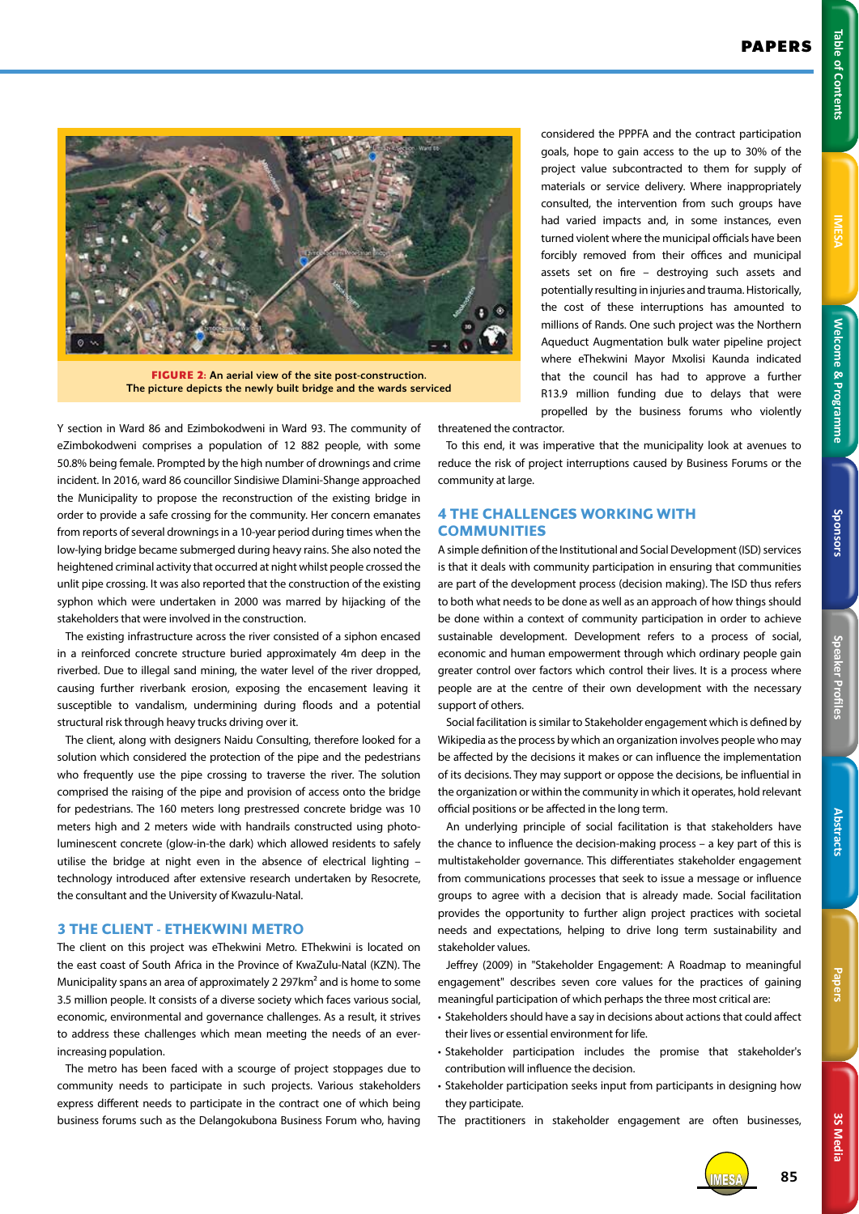**FIGURE 2: An aerial view of the site post-construction. The picture depicts the newly built bridge and the wards serviced**

Y section in Ward 86 and Ezimbokodweni in Ward 93. The community of eZimbokodweni comprises a population of 12 882 people, with some 50.8% being female. Prompted by the high number of drownings and crime incident. In 2016, ward 86 councillor Sindisiwe Dlamini-Shange approached the Municipality to propose the reconstruction of the existing bridge in order to provide a safe crossing for the community. Her concern emanates from reports of several drownings in a 10-year period during times when the low-lying bridge became submerged during heavy rains. She also noted the heightened criminal activity that occurred at night whilst people crossed the unlit pipe crossing. It was also reported that the construction of the existing syphon which were undertaken in 2000 was marred by hijacking of the stakeholders that were involved in the construction.

The existing infrastructure across the river consisted of a siphon encased in a reinforced concrete structure buried approximately 4m deep in the riverbed. Due to illegal sand mining, the water level of the river dropped, causing further riverbank erosion, exposing the encasement leaving it susceptible to vandalism, undermining during floods and a potential structural risk through heavy trucks driving over it.

The client, along with designers Naidu Consulting, therefore looked for a solution which considered the protection of the pipe and the pedestrians who frequently use the pipe crossing to traverse the river. The solution comprised the raising of the pipe and provision of access onto the bridge for pedestrians. The 160 meters long prestressed concrete bridge was 10 meters high and 2 meters wide with handrails constructed using photo-luminescent concrete (glow-in-the dark) which allowed residents to safely utilise the bridge at night even in the absence of electrical lighting – technology introduced after extensive research undertaken by Resocrete, the consultant and the University of Kwazulu-Natal.

## 3 THE CLIENT - ETHEKWINI METRO

The client on this project was eThekwini Metro. EThekwini is located on the east coast of South Africa in the Province of KwaZulu-Natal (KZN). The Municipality spans an area of approximately 2 297km² and is home to some 3.5 million people. It consists of a diverse society which faces various social, economic, environmental and governance challenges. As a result, it strives to address these challenges which mean meeting the needs of an ever-increasing population.

The metro has been faced with a scourge of project stoppages due to community needs to participate in such projects. Various stakeholders express different needs to participate in the contract one of which being business forums such as the Delangokubona Business Forum who, having considered the PPPFA and the contract participation goals, hope to gain access to the up to 30% of the project value subcontracted to them for supply of materials or service delivery. Where inappropriately consulted, the intervention from such groups have had varied impacts and, in some instances, even turned violent where the municipal officials have been forcibly removed from their offices and municipal assets set on fire – destroying such assets and potentially resulting in injuries and trauma. Historically, the cost of these interruptions has amounted to millions of Rands. One such project was the Northern Aqueduct Augmentation bulk water pipeline project where eThekwini Mayor Mxolisi Kaunda indicated that the council has had to approve a further R13.9 million funding due to delays that were propelled by the business forums who violently threatened the contractor.

To this end, it was imperative that the municipality look at avenues to reduce the risk of project interruptions caused by Business Forums or the community at large.

## 4 THE CHALLENGES WORKING WITH COMMUNITIES

A simple definition of the Institutional and Social Development (ISD) services is that it deals with community participation in ensuring that communities are part of the development process (decision making). The ISD thus refers to both what needs to be done as well as an approach of how things should be done within a context of community participation in order to achieve sustainable development. Development refers to a process of social, economic and human empowerment through which ordinary people gain greater control over factors which control their lives. It is a process where people are at the centre of their own development with the necessary support of others.

Social facilitation is similar to Stakeholder engagement which is defined by Wikipedia as the process by which an organization involves people who may be affected by the decisions it makes or can influence the implementation of its decisions. They may support or oppose the decisions, be influential in the organization or within the community in which it operates, hold relevant official positions or be affected in the long term.

An underlying principle of social facilitation is that stakeholders have the chance to influence the decision-making process – a key part of this is multistakeholder governance. This differentiates stakeholder engagement from communications processes that seek to issue a message or influence groups to agree with a decision that is already made. Social facilitation provides the opportunity to further align project practices with societal needs and expectations, helping to drive long term sustainability and stakeholder values.

Jeffrey (2009) in "Stakeholder Engagement: A Roadmap to meaningful engagement" describes seven core values for the practices of gaining meaningful participation of which perhaps the three most critical are:

- Stakeholders should have a say in decisions about actions that could affect their lives or essential environment for life.
- Stakeholder participation includes the promise that stakeholder's contribution will influence the decision.
- Stakeholder participation seeks input from participants in designing how they participate.

The practitioners in stakeholder engagement are often businesses,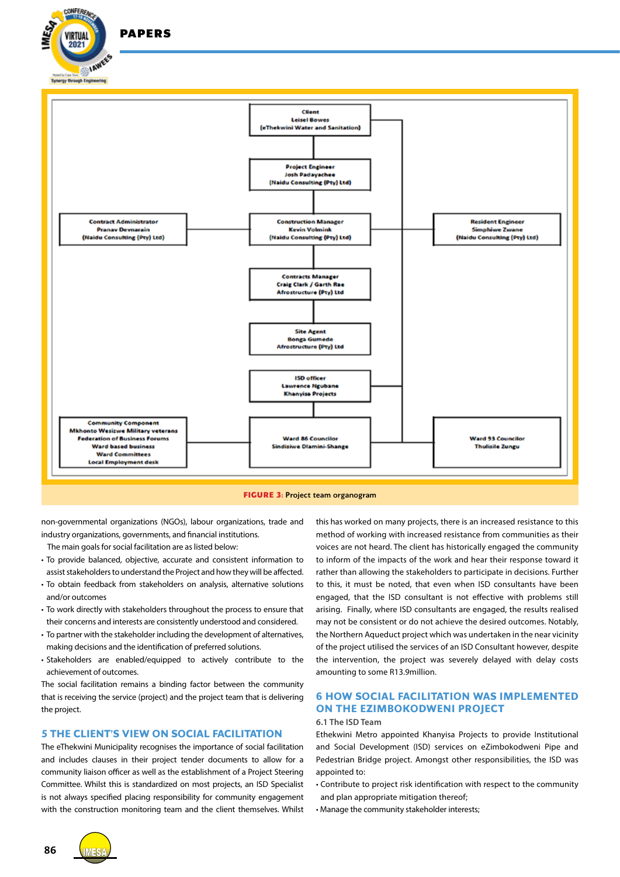Client
Leisel Bowes
(eThekwini Water and Sanitation)

Project Engineer
Josh Padayachee
(Naidu Consulting (Pty) Ltd)

Contract Administrator
Pranav Devnarain
(Naidu Consulting (Pty) Ltd)

Construction Manager
Kevin Volmink
(Naidu Consulting (Pty) Ltd)

Resident Engineer
Simphiwe Zwane
(Naidu Consulting (Pty) Ltd)

Contracts Manager
Craig Clark / Garth Rae
Afrostructure (Pty) Ltd

Site Agent
Bonga Gumede
Afrostructure (Pty) Ltd

ISD officer
Lawrence Ngubane
Khanyisa Projects

Community Component
Mkhonto Wesizwe Military veterans
Federation of Business Forums
Ward based business
Ward Committees
Local Employment desk

Ward 86 Councilor
Sindisiwe Dlamini-Shange

Ward 93 Councilor
Thulisile Zungu

**FIGURE 3:** Project team organogram

non-governmental organizations (NGOs), labour organizations, trade and industry organizations, governments, and financial institutions.

The main goals for social facilitation are as listed below:

- To provide balanced, objective, accurate and consistent information to assist stakeholders to understand the Project and how they will be affected.
- To obtain feedback from stakeholders on analysis, alternative solutions and/or outcomes
- To work directly with stakeholders throughout the process to ensure that their concerns and interests are consistently understood and considered.
- To partner with the stakeholder including the development of alternatives, making decisions and the identification of preferred solutions.
- Stakeholders are enabled/equipped to actively contribute to the achievement of outcomes.

The social facilitation remains a binding factor between the community that is receiving the service (project) and the project team that is delivering the project.

## 5 THE CLIENT'S VIEW ON SOCIAL FACILITATION

The eThekwini Municipality recognises the importance of social facilitation and includes clauses in their project tender documents to allow for a community liaison officer as well as the establishment of a Project Steering Committee. Whilst this is standardized on most projects, an ISD Specialist is not always specified placing responsibility for community engagement with the construction monitoring team and the client themselves. Whilst this has worked on many projects, there is an increased resistance to this method of working with increased resistance from communities as their voices are not heard. The client has historically engaged the community to inform of the impacts of the work and hear their response toward it rather than allowing the stakeholders to participate in decisions. Further to this, it must be noted, that even when ISD consultants have been engaged, that the ISD consultant is not effective with problems still arising. Finally, where ISD consultants are engaged, the results realised may not be consistent or do not achieve the desired outcomes. Notably, the Northern Aqueduct project which was undertaken in the near vicinity of the project utilised the services of an ISD Consultant however, despite the intervention, the project was severely delayed with delay costs amounting to some R13.9million.

## 6 HOW SOCIAL FACILITATION WAS IMPLEMENTED ON THE EZIMBOKODWENI PROJECT

### 6.1 The ISD Team

Ethekwini Metro appointed Khanyisa Projects to provide Institutional and Social Development (ISD) services on eZimbokodweni Pipe and Pedestrian Bridge project. Amongst other responsibilities, the ISD was appointed to:

- Contribute to project risk identification with respect to the community and plan appropriate mitigation thereof;
- Manage the community stakeholder interests;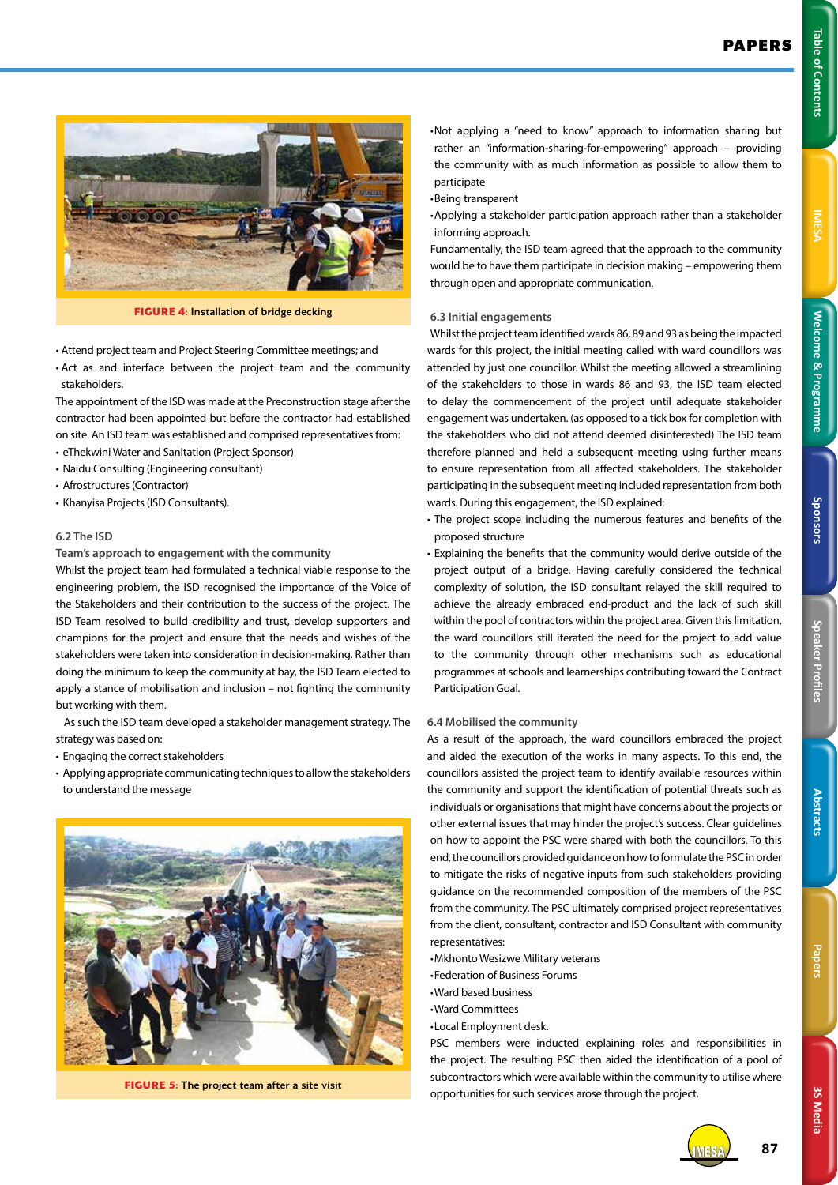**FIGURE 4: Installation of bridge decking**

- Attend project team and Project Steering Committee meetings; and
- Act as and interface between the project team and the community stakeholders.

The appointment of the ISD was made at the Preconstruction stage after the contractor had been appointed but before the contractor had established on site. An ISD team was established and comprised representatives from:

- eThekwini Water and Sanitation (Project Sponsor)
- Naidu Consulting (Engineering consultant)
- Afrostructures (Contractor)
- Khanyisa Projects (ISD Consultants).

### 6.2 The ISD

**Team's approach to engagement with the community**

Whilst the project team had formulated a technical viable response to the engineering problem, the ISD recognised the importance of the Voice of the Stakeholders and their contribution to the success of the project. The ISD Team resolved to build credibility and trust, develop supporters and champions for the project and ensure that the needs and wishes of the stakeholders were taken into consideration in decision-making. Rather than doing the minimum to keep the community at bay, the ISD Team elected to apply a stance of mobilisation and inclusion – not fighting the community but working with them.

As such the ISD team developed a stakeholder management strategy. The strategy was based on:

- Engaging the correct stakeholders
- Applying appropriate communicating techniques to allow the stakeholders to understand the message

**FIGURE 5: The project team after a site visit**

- Not applying a "need to know" approach to information sharing but rather an "information-sharing-for-empowering" approach – providing the community with as much information as possible to allow them to participate
- Being transparent
- Applying a stakeholder participation approach rather than a stakeholder informing approach.

Fundamentally, the ISD team agreed that the approach to the community would be to have them participate in decision making – empowering them through open and appropriate communication.

### 6.3 Initial engagements

Whilst the project team identified wards 86, 89 and 93 as being the impacted wards for this project, the initial meeting called with ward councillors was attended by just one councillor. Whilst the meeting allowed a streamlining of the stakeholders to those in wards 86 and 93, the ISD team elected to delay the commencement of the project until adequate stakeholder engagement was undertaken. (as opposed to a tick box for completion with the stakeholders who did not attend deemed disinterested) The ISD team therefore planned and held a subsequent meeting using further means to ensure representation from all affected stakeholders. The stakeholder participating in the subsequent meeting included representation from both wards. During this engagement, the ISD explained:

- The project scope including the numerous features and benefits of the proposed structure
- Explaining the benefits that the community would derive outside of the project output of a bridge. Having carefully considered the technical complexity of solution, the ISD consultant relayed the skill required to achieve the already embraced end-product and the lack of such skill within the pool of contractors within the project area. Given this limitation, the ward councillors still iterated the need for the project to add value to the community through other mechanisms such as educational programmes at schools and learnerships contributing toward the Contract Participation Goal.

### 6.4 Mobilised the community

As a result of the approach, the ward councillors embraced the project and aided the execution of the works in many aspects. To this end, the councillors assisted the project team to identify available resources within the community and support the identification of potential threats such as individuals or organisations that might have concerns about the projects or other external issues that may hinder the project's success. Clear guidelines on how to appoint the PSC were shared with both the councillors. To this end, the councillors provided guidance on how to formulate the PSC in order to mitigate the risks of negative inputs from such stakeholders providing guidance on the recommended composition of the members of the PSC from the community. The PSC ultimately comprised project representatives from the client, consultant, contractor and ISD Consultant with community representatives:

- Mkhonto Wesizwe Military veterans
- Federation of Business Forums
- Ward based business
- Ward Committees
- Local Employment desk.

PSC members were inducted explaining roles and responsibilities in the project. The resulting PSC then aided the identification of a pool of subcontractors which were available within the community to utilise where opportunities for such services arose through the project.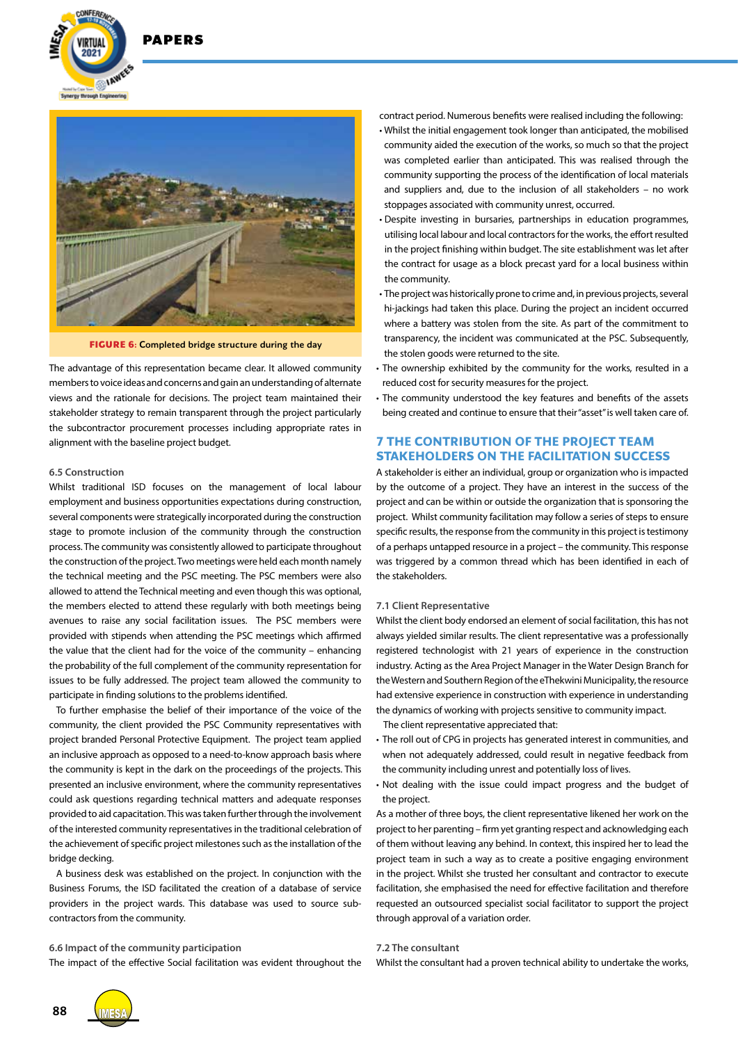FIGURE 6: Completed bridge structure during the day

The advantage of this representation became clear. It allowed community members to voice ideas and concerns and gain an understanding of alternate views and the rationale for decisions. The project team maintained their stakeholder strategy to remain transparent through the project particularly the subcontractor procurement processes including appropriate rates in alignment with the baseline project budget.

### 6.5 Construction

Whilst traditional ISD focuses on the management of local labour employment and business opportunities expectations during construction, several components were strategically incorporated during the construction stage to promote inclusion of the community through the construction process. The community was consistently allowed to participate throughout the construction of the project. Two meetings were held each month namely the technical meeting and the PSC meeting. The PSC members were also allowed to attend the Technical meeting and even though this was optional, the members elected to attend these regularly with both meetings being avenues to raise any social facilitation issues. The PSC members were provided with stipends when attending the PSC meetings which affirmed the value that the client had for the voice of the community – enhancing the probability of the full complement of the community representation for issues to be fully addressed. The project team allowed the community to participate in finding solutions to the problems identified.

To further emphasise the belief of their importance of the voice of the community, the client provided the PSC Community representatives with project branded Personal Protective Equipment. The project team applied an inclusive approach as opposed to a need-to-know approach basis where the community is kept in the dark on the proceedings of the projects. This presented an inclusive environment, where the community representatives could ask questions regarding technical matters and adequate responses provided to aid capacitation. This was taken further through the involvement of the interested community representatives in the traditional celebration of the achievement of specific project milestones such as the installation of the bridge decking.

A business desk was established on the project. In conjunction with the Business Forums, the ISD facilitated the creation of a database of service providers in the project wards. This database was used to source sub-contractors from the community.

### 6.6 Impact of the community participation

The impact of the effective Social facilitation was evident throughout the contract period. Numerous benefits were realised including the following:

- Whilst the initial engagement took longer than anticipated, the mobilised community aided the execution of the works, so much so that the project was completed earlier than anticipated. This was realised through the community supporting the process of the identification of local materials and suppliers and, due to the inclusion of all stakeholders – no work stoppages associated with community unrest, occurred.
- Despite investing in bursaries, partnerships in education programmes, utilising local labour and local contractors for the works, the effort resulted in the project finishing within budget. The site establishment was let after the contract for usage as a block precast yard for a local business within the community.
- The project was historically prone to crime and, in previous projects, several hi-jackings had taken this place. During the project an incident occurred where a battery was stolen from the site. As part of the commitment to transparency, the incident was communicated at the PSC. Subsequently, the stolen goods were returned to the site.
- The ownership exhibited by the community for the works, resulted in a reduced cost for security measures for the project.
- The community understood the key features and benefits of the assets being created and continue to ensure that their "asset" is well taken care of.

## 7 THE CONTRIBUTION OF THE PROJECT TEAM STAKEHOLDERS ON THE FACILITATION SUCCESS

A stakeholder is either an individual, group or organization who is impacted by the outcome of a project. They have an interest in the success of the project and can be within or outside the organization that is sponsoring the project. Whilst community facilitation may follow a series of steps to ensure specific results, the response from the community in this project is testimony of a perhaps untapped resource in a project – the community. This response was triggered by a common thread which has been identified in each of the stakeholders.

### 7.1 Client Representative

Whilst the client body endorsed an element of social facilitation, this has not always yielded similar results. The client representative was a professionally registered technologist with 21 years of experience in the construction industry. Acting as the Area Project Manager in the Water Design Branch for the Western and Southern Region of the eThekwini Municipality, the resource had extensive experience in construction with experience in understanding the dynamics of working with projects sensitive to community impact.

The client representative appreciated that:

- The roll out of CPG in projects has generated interest in communities, and when not adequately addressed, could result in negative feedback from the community including unrest and potentially loss of lives.
- Not dealing with the issue could impact progress and the budget of the project.

As a mother of three boys, the client representative likened her work on the project to her parenting – firm yet granting respect and acknowledging each of them without leaving any behind. In context, this inspired her to lead the project team in such a way as to create a positive engaging environment in the project. Whilst she trusted her consultant and contractor to execute facilitation, she emphasised the need for effective facilitation and therefore requested an outsourced specialist social facilitator to support the project through approval of a variation order.

### 7.2 The consultant

Whilst the consultant had a proven technical ability to undertake the works,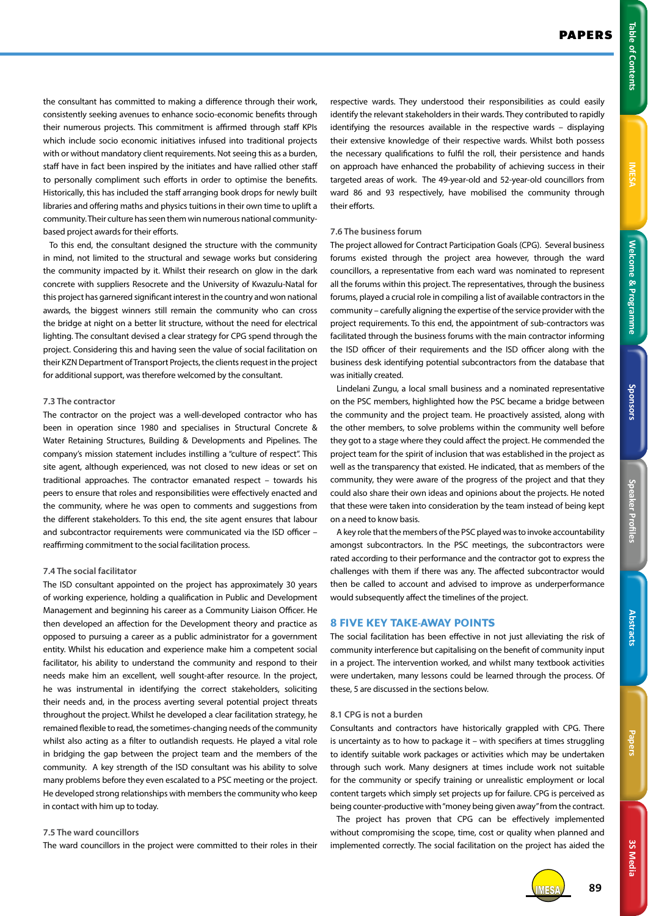the consultant has committed to making a difference through their work, consistently seeking avenues to enhance socio-economic benefits through their numerous projects. This commitment is affirmed through staff KPIs which include socio economic initiatives infused into traditional projects with or without mandatory client requirements. Not seeing this as a burden, staff have in fact been inspired by the initiates and have rallied other staff to personally compliment such efforts in order to optimise the benefits. Historically, this has included the staff arranging book drops for newly built libraries and offering maths and physics tuitions in their own time to uplift a community. Their culture has seen them win numerous national community-based project awards for their efforts.

To this end, the consultant designed the structure with the community in mind, not limited to the structural and sewage works but considering the community impacted by it. Whilst their research on glow in the dark concrete with suppliers Resocrete and the University of Kwazulu-Natal for this project has garnered significant interest in the country and won national awards, the biggest winners still remain the community who can cross the bridge at night on a better lit structure, without the need for electrical lighting. The consultant devised a clear strategy for CPG spend through the project. Considering this and having seen the value of social facilitation on their KZN Department of Transport Projects, the clients request in the project for additional support, was therefore welcomed by the consultant.

### 7.3 The contractor

The contractor on the project was a well-developed contractor who has been in operation since 1980 and specialises in Structural Concrete & Water Retaining Structures, Building & Developments and Pipelines. The company's mission statement includes instilling a "culture of respect". This site agent, although experienced, was not closed to new ideas or set on traditional approaches. The contractor emanated respect – towards his peers to ensure that roles and responsibilities were effectively enacted and the community, where he was open to comments and suggestions from the different stakeholders. To this end, the site agent ensures that labour and subcontractor requirements were communicated via the ISD officer – reaffirming commitment to the social facilitation process.

### 7.4 The social facilitator

The ISD consultant appointed on the project has approximately 30 years of working experience, holding a qualification in Public and Development Management and beginning his career as a Community Liaison Officer. He then developed an affection for the Development theory and practice as opposed to pursuing a career as a public administrator for a government entity. Whilst his education and experience make him a competent social facilitator, his ability to understand the community and respond to their needs make him an excellent, well sought-after resource. In the project, he was instrumental in identifying the correct stakeholders, soliciting their needs and, in the process averting several potential project threats throughout the project. Whilst he developed a clear facilitation strategy, he remained flexible to read, the sometimes-changing needs of the community whilst also acting as a filter to outlandish requests. He played a vital role in bridging the gap between the project team and the members of the community. A key strength of the ISD consultant was his ability to solve many problems before they even escalated to a PSC meeting or the project. He developed strong relationships with members the community who keep in contact with him up to today.

### 7.5 The ward councillors

The ward councillors in the project were committed to their roles in their respective wards. They understood their responsibilities as could easily identify the relevant stakeholders in their wards. They contributed to rapidly identifying the resources available in the respective wards – displaying their extensive knowledge of their respective wards. Whilst both possess the necessary qualifications to fulfil the roll, their persistence and hands on approach have enhanced the probability of achieving success in their targeted areas of work. The 49-year-old and 52-year-old councillors from ward 86 and 93 respectively, have mobilised the community through their efforts.

### 7.6 The business forum

The project allowed for Contract Participation Goals (CPG). Several business forums existed through the project area however, through the ward councillors, a representative from each ward was nominated to represent all the forums within this project. The representatives, through the business forums, played a crucial role in compiling a list of available contractors in the community – carefully aligning the expertise of the service provider with the project requirements. To this end, the appointment of sub-contractors was facilitated through the business forums with the main contractor informing the ISD officer of their requirements and the ISD officer along with the business desk identifying potential subcontractors from the database that was initially created.

Lindelani Zungu, a local small business and a nominated representative on the PSC members, highlighted how the PSC became a bridge between the community and the project team. He proactively assisted, along with the other members, to solve problems within the community well before they got to a stage where they could affect the project. He commended the project team for the spirit of inclusion that was established in the project as well as the transparency that existed. He indicated, that as members of the community, they were aware of the progress of the project and that they could also share their own ideas and opinions about the projects. He noted that these were taken into consideration by the team instead of being kept on a need to know basis.

A key role that the members of the PSC played was to invoke accountability amongst subcontractors. In the PSC meetings, the subcontractors were rated according to their performance and the contractor got to express the challenges with them if there was any. The affected subcontractor would then be called to account and advised to improve as underperformance would subsequently affect the timelines of the project.

## 8 FIVE KEY TAKE-AWAY POINTS

The social facilitation has been effective in not just alleviating the risk of community interference but capitalising on the benefit of community input in a project. The intervention worked, and whilst many textbook activities were undertaken, many lessons could be learned through the process. Of these, 5 are discussed in the sections below.

### 8.1 CPG is not a burden

Consultants and contractors have historically grappled with CPG. There is uncertainty as to how to package it – with specifiers at times struggling to identify suitable work packages or activities which may be undertaken through such work. Many designers at times include work not suitable for the community or specify training or unrealistic employment or local content targets which simply set projects up for failure. CPG is perceived as being counter-productive with "money being given away" from the contract.

The project has proven that CPG can be effectively implemented without compromising the scope, time, cost or quality when planned and implemented correctly. The social facilitation on the project has aided the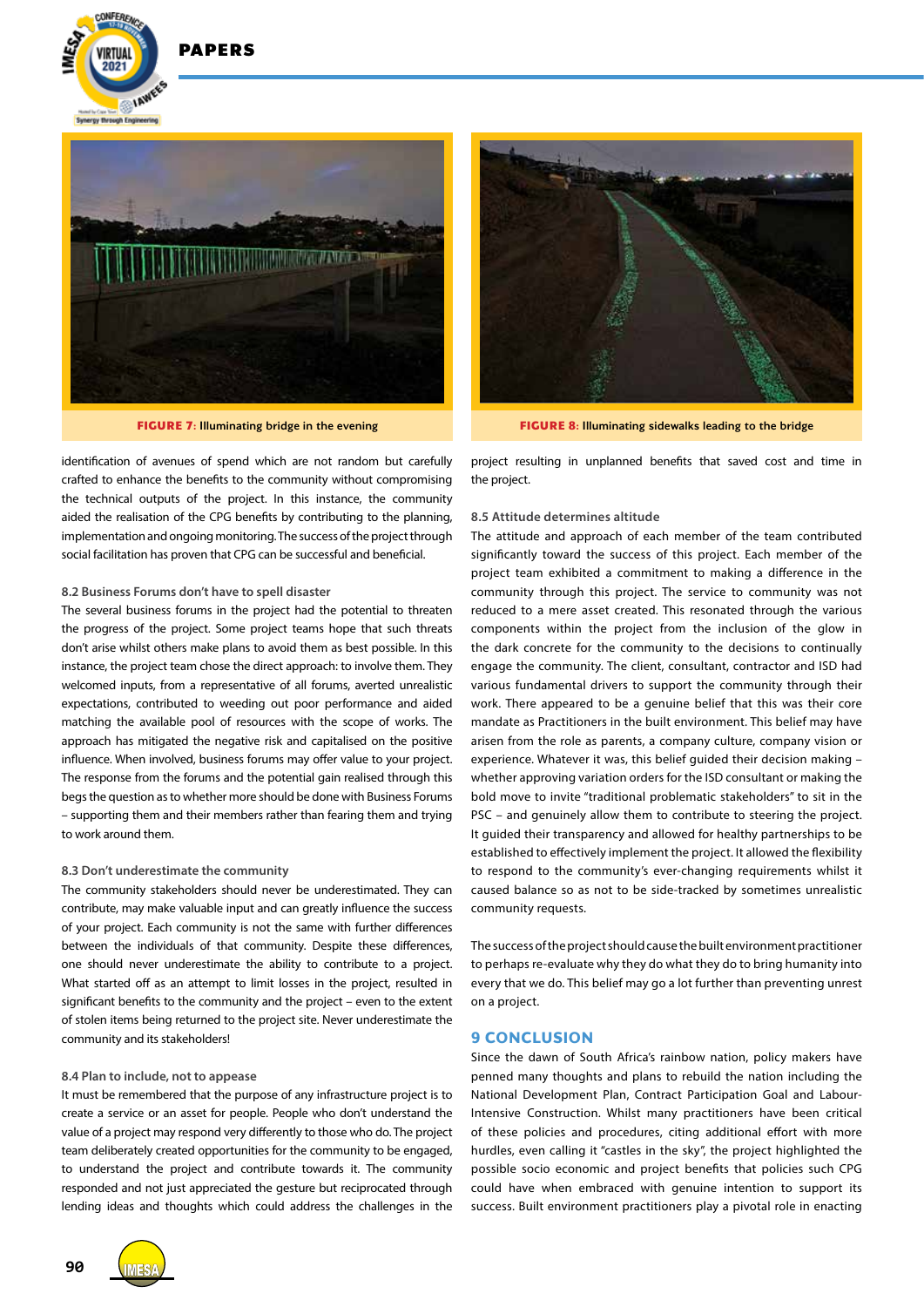FIGURE 7: Illuminating bridge in the evening

FIGURE 8: Illuminating sidewalks leading to the bridge

identification of avenues of spend which are not random but carefully crafted to enhance the benefits to the community without compromising the technical outputs of the project. In this instance, the community aided the realisation of the CPG benefits by contributing to the planning, implementation and ongoing monitoring. The success of the project through social facilitation has proven that CPG can be successful and beneficial.

### 8.2 Business Forums don't have to spell disaster

The several business forums in the project had the potential to threaten the progress of the project. Some project teams hope that such threats don't arise whilst others make plans to avoid them as best possible. In this instance, the project team chose the direct approach: to involve them. They welcomed inputs, from a representative of all forums, averted unrealistic expectations, contributed to weeding out poor performance and aided matching the available pool of resources with the scope of works. The approach has mitigated the negative risk and capitalised on the positive influence. When involved, business forums may offer value to your project. The response from the forums and the potential gain realised through this begs the question as to whether more should be done with Business Forums – supporting them and their members rather than fearing them and trying to work around them.

### 8.3 Don't underestimate the community

The community stakeholders should never be underestimated. They can contribute, may make valuable input and can greatly influence the success of your project. Each community is not the same with further differences between the individuals of that community. Despite these differences, one should never underestimate the ability to contribute to a project. What started off as an attempt to limit losses in the project, resulted in significant benefits to the community and the project – even to the extent of stolen items being returned to the project site. Never underestimate the community and its stakeholders!

### 8.4 Plan to include, not to appease

It must be remembered that the purpose of any infrastructure project is to create a service or an asset for people. People who don't understand the value of a project may respond very differently to those who do. The project team deliberately created opportunities for the community to be engaged, to understand the project and contribute towards it. The community responded and not just appreciated the gesture but reciprocated through lending ideas and thoughts which could address the challenges in the project resulting in unplanned benefits that saved cost and time in the project.

### 8.5 Attitude determines altitude

The attitude and approach of each member of the team contributed significantly toward the success of this project. Each member of the project team exhibited a commitment to making a difference in the community through this project. The service to community was not reduced to a mere asset created. This resonated through the various components within the project from the inclusion of the glow in the dark concrete for the community to the decisions to continually engage the community. The client, consultant, contractor and ISD had various fundamental drivers to support the community through their work. There appeared to be a genuine belief that this was their core mandate as Practitioners in the built environment. This belief may have arisen from the role as parents, a company culture, company vision or experience. Whatever it was, this belief guided their decision making – whether approving variation orders for the ISD consultant or making the bold move to invite "traditional problematic stakeholders" to sit in the PSC – and genuinely allow them to contribute to steering the project. It guided their transparency and allowed for healthy partnerships to be established to effectively implement the project. It allowed the flexibility to respond to the community's ever-changing requirements whilst it caused balance so as not to be side-tracked by sometimes unrealistic community requests.

The success of the project should cause the built environment practitioner to perhaps re-evaluate why they do what they do to bring humanity into every that we do. This belief may go a lot further than preventing unrest on a project.

## 9 CONCLUSION

Since the dawn of South Africa's rainbow nation, policy makers have penned many thoughts and plans to rebuild the nation including the National Development Plan, Contract Participation Goal and Labour-Intensive Construction. Whilst many practitioners have been critical of these policies and procedures, citing additional effort with more hurdles, even calling it "castles in the sky", the project highlighted the possible socio economic and project benefits that policies such CPG could have when embraced with genuine intention to support its success. Built environment practitioners play a pivotal role in enacting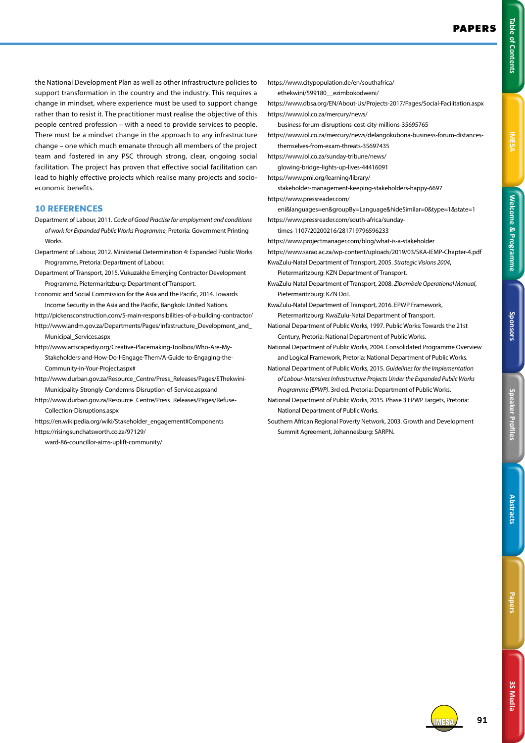the National Development Plan as well as other infrastructure policies to support transformation in the country and the industry. This requires a change in mindset, where experience must be used to support change rather than to resist it. The practitioner must realise the objective of this people centred profession – with a need to provide services to people. There must be a mindset change in the approach to any infrastructure change – one which much emanate through all members of the project team and fostered in any PSC through strong, clear, ongoing social facilitation. The project has proven that effective social facilitation can lead to highly effective projects which realise many projects and socio-economic benefits.

## 10 REFERENCES

Department of Labour, 2011. *Code of Good Practise for employment and conditions of work for Expanded Public Works Programme*, Pretoria: Government Printing Works.

Department of Labour, 2012. Ministerial Determination 4: Expanded Public Works Programme, Pretoria: Department of Labour.

Department of Transport, 2015. Vukuzakhe Emerging Contractor Development Programme, Pietermaritzburg: Department of Transport.

Economic and Social Commission for the Asia and the Pacific, 2014. Towards Income Security in the Asia and the Pacific, Bangkok: United Nations.

http://pickensconstruction.com/5-main-responsibilities-of-a-building-contractor/

http://www.andm.gov.za/Departments/Pages/Infastructure_Development_and_Municipal_Services.aspx

http://www.artscapediy.org/Creative-Placemaking-Toolbox/Who-Are-My-Stakeholders-and-How-Do-I-Engage-Them/A-Guide-to-Engaging-the-Community-in-Your-Project.aspx#

http://www.durban.gov.za/Resource_Centre/Press_Releases/Pages/EThekwini-Municipality-Strongly-Condemns-Disruption-of-Service.aspxand

http://www.durban.gov.za/Resource_Centre/Press_Releases/Pages/Refuse-Collection-Disruptions.aspx

https://en.wikipedia.org/wiki/Stakeholder_engagement#Components

https://risingsunchatsworth.co.za/97129/ward-86-councillor-aims-uplift-community/

https://www.citypopulation.de/en/southafrica/ethekwini/599180__ezimbokodweni/

https://www.dbsa.org/EN/About-Us/Projects-2017/Pages/Social-Facilitation.aspx

https://www.iol.co.za/mercury/news/business-forum-disruptions-cost-city-millions-35695765

https://www.iol.co.za/mercury/news/delangokubona-business-forum-distances-themselves-from-exam-threats-35697435

https://www.iol.co.za/sunday-tribune/news/glowing-bridge-lights-up-lives-44416091

https://www.pmi.org/learning/library/stakeholder-management-keeping-stakeholders-happy-6697

https://www.pressreader.com/eni&languages=en&groupBy=Language&hideSimilar=0&type=1&state=1

https://www.pressreader.com/south-africa/sunday-times-1107/20200216/281719796596233

https://www.projectmanager.com/blog/what-is-a-stakeholder

https://www.sarao.ac.za/wp-content/uploads/2019/03/SKA-IEMP-Chapter-4.pdf

KwaZulu-Natal Department of Transport, 2005. *Strategic Visions 2004*, Pietermaritzburg: KZN Department of Transport.

KwaZulu-Natal Department of Transport, 2008. *Zibambele Operational Manual*, Pietermaritzburg: KZN DoT.

KwaZulu-Natal Department of Transport, 2016. EPWP Framework, Pietermaritzburg: KwaZulu-Natal Department of Transport.

National Department of Public Works, 1997. Public Works: Towards the 21st Century, Pretoria: National Department of Public Works.

National Department of Public Works, 2004. Consolidated Programme Overview and Logical Framework, Pretoria: National Department of Public Works.

National Department of Public Works, 2015. *Guidelines for the Implementation of Labour-Intensives Infrastructure Projects Under the Expanded Public Works Programme (EPWP)*. 3rd ed. Pretoria: Department of Public Works.

National Department of Public Works, 2015. Phase 3 EPWP Targets, Pretoria: National Department of Public Works.

Southern African Regional Poverty Network, 2003. Growth and Development Summit Agreement, Johannesburg: SARPN.